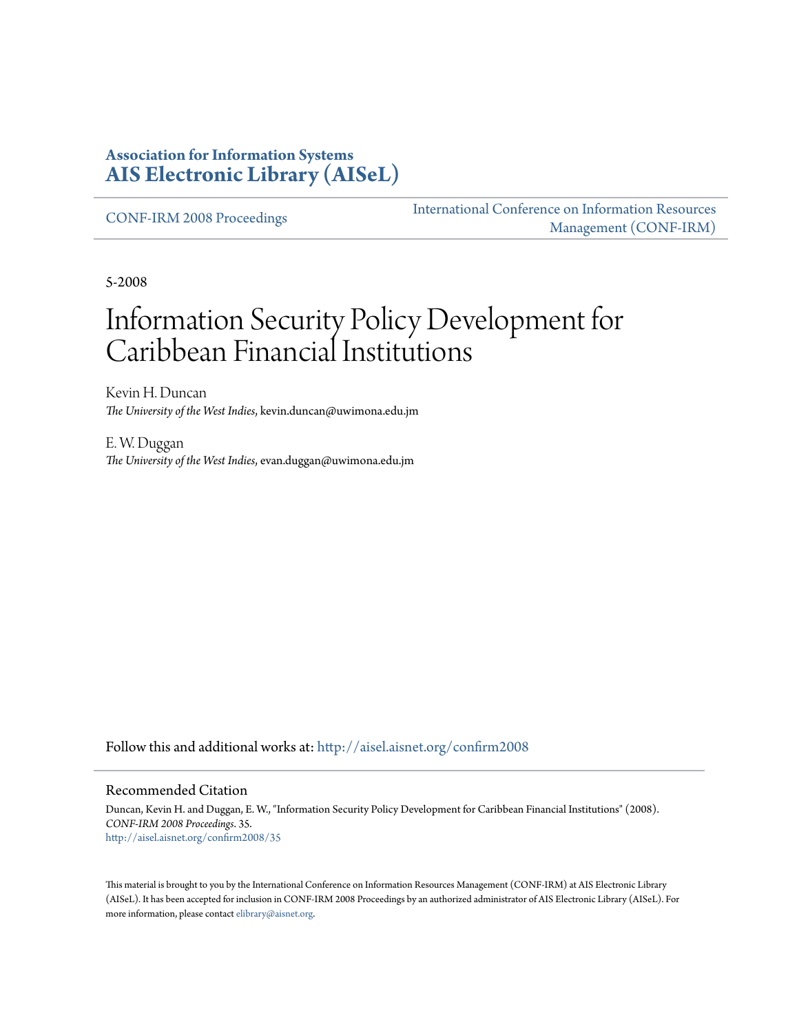**Association for Information Systems**
**AIS Electronic Library (AISeL)**

CONF-IRM 2008 Proceedings

International Conference on Information Resources Management (CONF-IRM)

5-2008

# Information Security Policy Development for Caribbean Financial Institutions

Kevin H. Duncan
*The University of the West Indies*, kevin.duncan@uwimona.edu.jm

E. W. Duggan
*The University of the West Indies*, evan.duggan@uwimona.edu.jm

Follow this and additional works at: http://aisel.aisnet.org/confirm2008

## Recommended Citation

Duncan, Kevin H. and Duggan, E. W., "Information Security Policy Development for Caribbean Financial Institutions" (2008). *CONF-IRM 2008 Proceedings*. 35.
http://aisel.aisnet.org/confirm2008/35

This material is brought to you by the International Conference on Information Resources Management (CONF-IRM) at AIS Electronic Library (AISeL). It has been accepted for inclusion in CONF-IRM 2008 Proceedings by an authorized administrator of AIS Electronic Library (AISeL). For more information, please contact elibrary@aisnet.org.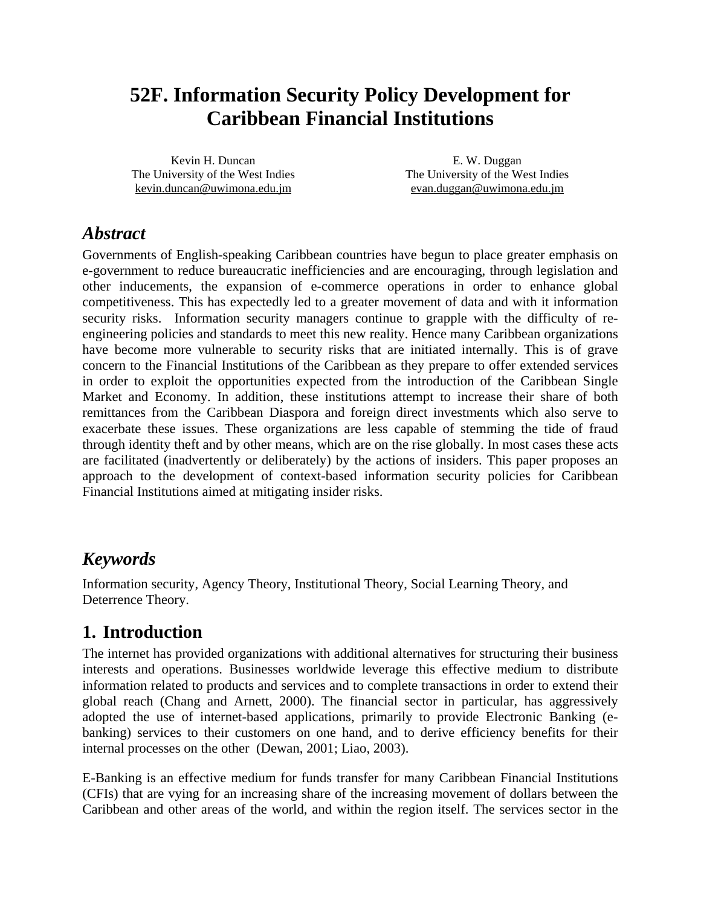# 52F. Information Security Policy Development for Caribbean Financial Institutions

Kevin H. Duncan
The University of the West Indies
kevin.duncan@uwimona.edu.jm

E. W. Duggan
The University of the West Indies
evan.duggan@uwimona.edu.jm

## *Abstract*

Governments of English-speaking Caribbean countries have begun to place greater emphasis on e-government to reduce bureaucratic inefficiencies and are encouraging, through legislation and other inducements, the expansion of e-commerce operations in order to enhance global competitiveness. This has expectedly led to a greater movement of data and with it information security risks. Information security managers continue to grapple with the difficulty of re-engineering policies and standards to meet this new reality. Hence many Caribbean organizations have become more vulnerable to security risks that are initiated internally. This is of grave concern to the Financial Institutions of the Caribbean as they prepare to offer extended services in order to exploit the opportunities expected from the introduction of the Caribbean Single Market and Economy. In addition, these institutions attempt to increase their share of both remittances from the Caribbean Diaspora and foreign direct investments which also serve to exacerbate these issues. These organizations are less capable of stemming the tide of fraud through identity theft and by other means, which are on the rise globally. In most cases these acts are facilitated (inadvertently or deliberately) by the actions of insiders. This paper proposes an approach to the development of context-based information security policies for Caribbean Financial Institutions aimed at mitigating insider risks.

## *Keywords*

Information security, Agency Theory, Institutional Theory, Social Learning Theory, and Deterrence Theory.

## 1. Introduction

The internet has provided organizations with additional alternatives for structuring their business interests and operations. Businesses worldwide leverage this effective medium to distribute information related to products and services and to complete transactions in order to extend their global reach (Chang and Arnett, 2000). The financial sector in particular, has aggressively adopted the use of internet-based applications, primarily to provide Electronic Banking (e-banking) services to their customers on one hand, and to derive efficiency benefits for their internal processes on the other (Dewan, 2001; Liao, 2003).

E-Banking is an effective medium for funds transfer for many Caribbean Financial Institutions (CFIs) that are vying for an increasing share of the increasing movement of dollars between the Caribbean and other areas of the world, and within the region itself. The services sector in the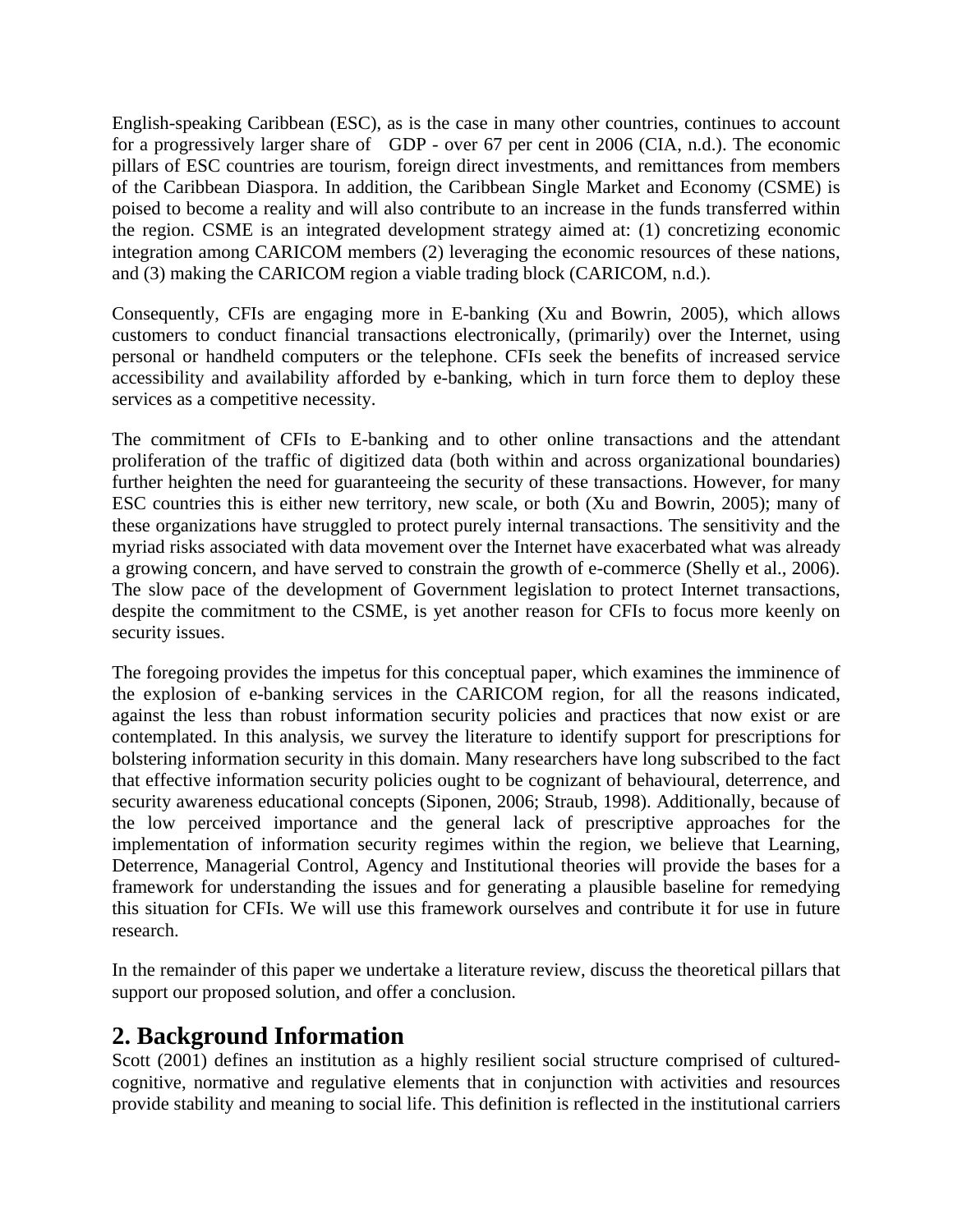English-speaking Caribbean (ESC), as is the case in many other countries, continues to account for a progressively larger share of  GDP - over 67 per cent in 2006 (CIA, n.d.). The economic pillars of ESC countries are tourism, foreign direct investments, and remittances from members of the Caribbean Diaspora. In addition, the Caribbean Single Market and Economy (CSME) is poised to become a reality and will also contribute to an increase in the funds transferred within the region. CSME is an integrated development strategy aimed at: (1) concretizing economic integration among CARICOM members (2) leveraging the economic resources of these nations, and (3) making the CARICOM region a viable trading block (CARICOM, n.d.).

Consequently, CFIs are engaging more in E-banking (Xu and Bowrin, 2005), which allows customers to conduct financial transactions electronically, (primarily) over the Internet, using personal or handheld computers or the telephone. CFIs seek the benefits of increased service accessibility and availability afforded by e-banking, which in turn force them to deploy these services as a competitive necessity.

The commitment of CFIs to E-banking and to other online transactions and the attendant proliferation of the traffic of digitized data (both within and across organizational boundaries) further heighten the need for guaranteeing the security of these transactions. However, for many ESC countries this is either new territory, new scale, or both (Xu and Bowrin, 2005); many of these organizations have struggled to protect purely internal transactions. The sensitivity and the myriad risks associated with data movement over the Internet have exacerbated what was already a growing concern, and have served to constrain the growth of e-commerce (Shelly et al., 2006). The slow pace of the development of Government legislation to protect Internet transactions, despite the commitment to the CSME, is yet another reason for CFIs to focus more keenly on security issues.

The foregoing provides the impetus for this conceptual paper, which examines the imminence of the explosion of e-banking services in the CARICOM region, for all the reasons indicated, against the less than robust information security policies and practices that now exist or are contemplated. In this analysis, we survey the literature to identify support for prescriptions for bolstering information security in this domain. Many researchers have long subscribed to the fact that effective information security policies ought to be cognizant of behavioural, deterrence, and security awareness educational concepts (Siponen, 2006; Straub, 1998). Additionally, because of the low perceived importance and the general lack of prescriptive approaches for the implementation of information security regimes within the region, we believe that Learning, Deterrence, Managerial Control, Agency and Institutional theories will provide the bases for a framework for understanding the issues and for generating a plausible baseline for remedying this situation for CFIs. We will use this framework ourselves and contribute it for use in future research.

In the remainder of this paper we undertake a literature review, discuss the theoretical pillars that support our proposed solution, and offer a conclusion.

## 2. Background Information

Scott (2001) defines an institution as a highly resilient social structure comprised of cultured-cognitive, normative and regulative elements that in conjunction with activities and resources provide stability and meaning to social life. This definition is reflected in the institutional carriers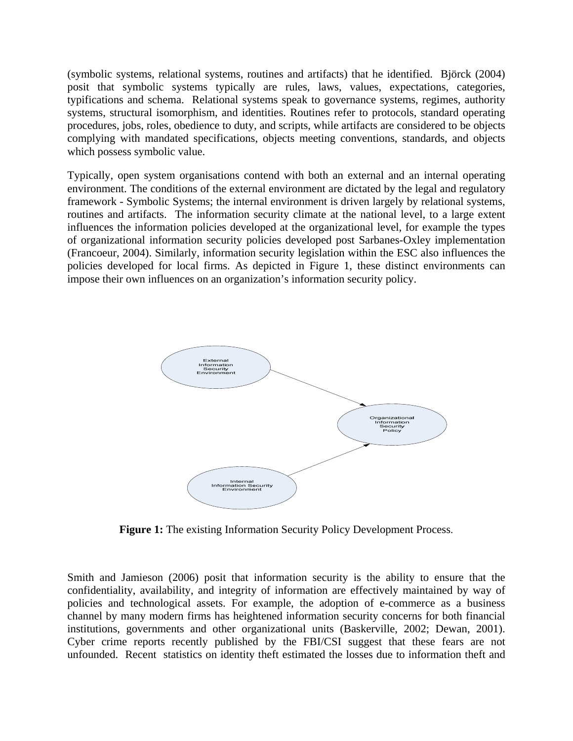(symbolic systems, relational systems, routines and artifacts) that he identified. Björck (2004) posit that symbolic systems typically are rules, laws, values, expectations, categories, typifications and schema. Relational systems speak to governance systems, regimes, authority systems, structural isomorphism, and identities. Routines refer to protocols, standard operating procedures, jobs, roles, obedience to duty, and scripts, while artifacts are considered to be objects complying with mandated specifications, objects meeting conventions, standards, and objects which possess symbolic value.

Typically, open system organisations contend with both an external and an internal operating environment. The conditions of the external environment are dictated by the legal and regulatory framework - Symbolic Systems; the internal environment is driven largely by relational systems, routines and artifacts. The information security climate at the national level, to a large extent influences the information policies developed at the organizational level, for example the types of organizational information security policies developed post Sarbanes-Oxley implementation (Francoeur, 2004). Similarly, information security legislation within the ESC also influences the policies developed for local firms. As depicted in Figure 1, these distinct environments can impose their own influences on an organization's information security policy.

External Information Security Environment

Organizational Information Security Policy

Internal Information Security Environment

**Figure 1:** The existing Information Security Policy Development Process.

Smith and Jamieson (2006) posit that information security is the ability to ensure that the confidentiality, availability, and integrity of information are effectively maintained by way of policies and technological assets. For example, the adoption of e-commerce as a business channel by many modern firms has heightened information security concerns for both financial institutions, governments and other organizational units (Baskerville, 2002; Dewan, 2001). Cyber crime reports recently published by the FBI/CSI suggest that these fears are not unfounded. Recent statistics on identity theft estimated the losses due to information theft and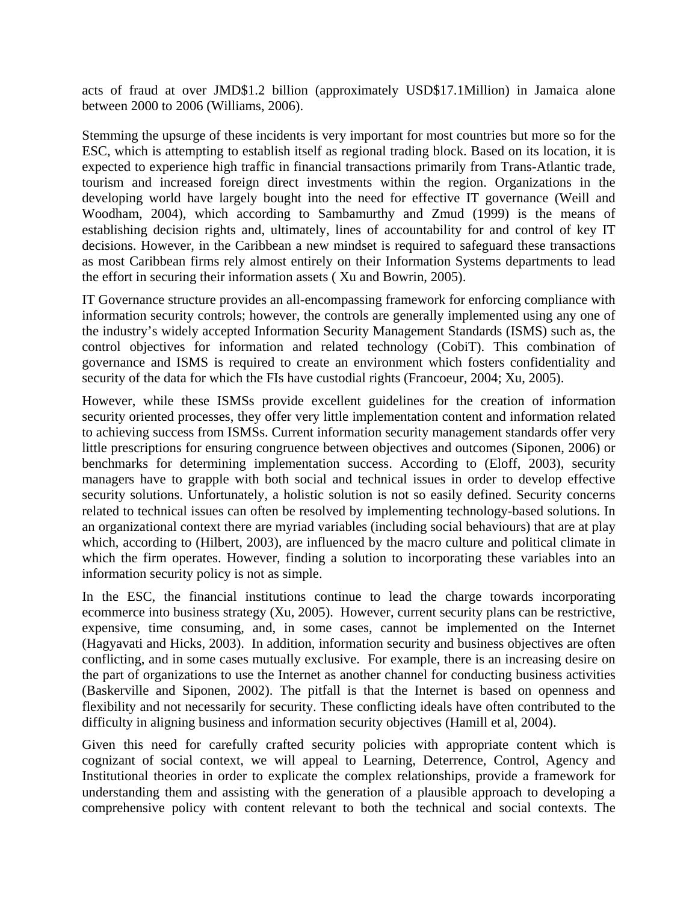acts of fraud at over JMD$1.2 billion (approximately USD$17.1Million) in Jamaica alone between 2000 to 2006 (Williams, 2006).

Stemming the upsurge of these incidents is very important for most countries but more so for the ESC, which is attempting to establish itself as regional trading block. Based on its location, it is expected to experience high traffic in financial transactions primarily from Trans-Atlantic trade, tourism and increased foreign direct investments within the region. Organizations in the developing world have largely bought into the need for effective IT governance (Weill and Woodham, 2004), which according to Sambamurthy and Zmud (1999) is the means of establishing decision rights and, ultimately, lines of accountability for and control of key IT decisions. However, in the Caribbean a new mindset is required to safeguard these transactions as most Caribbean firms rely almost entirely on their Information Systems departments to lead the effort in securing their information assets ( Xu and Bowrin, 2005).

IT Governance structure provides an all-encompassing framework for enforcing compliance with information security controls; however, the controls are generally implemented using any one of the industry's widely accepted Information Security Management Standards (ISMS) such as, the control objectives for information and related technology (CobiT). This combination of governance and ISMS is required to create an environment which fosters confidentiality and security of the data for which the FIs have custodial rights (Francoeur, 2004; Xu, 2005).

However, while these ISMSs provide excellent guidelines for the creation of information security oriented processes, they offer very little implementation content and information related to achieving success from ISMSs. Current information security management standards offer very little prescriptions for ensuring congruence between objectives and outcomes (Siponen, 2006) or benchmarks for determining implementation success. According to (Eloff, 2003), security managers have to grapple with both social and technical issues in order to develop effective security solutions. Unfortunately, a holistic solution is not so easily defined. Security concerns related to technical issues can often be resolved by implementing technology-based solutions. In an organizational context there are myriad variables (including social behaviours) that are at play which, according to (Hilbert, 2003), are influenced by the macro culture and political climate in which the firm operates. However, finding a solution to incorporating these variables into an information security policy is not as simple.

In the ESC, the financial institutions continue to lead the charge towards incorporating ecommerce into business strategy (Xu, 2005). However, current security plans can be restrictive, expensive, time consuming, and, in some cases, cannot be implemented on the Internet (Hagyavati and Hicks, 2003). In addition, information security and business objectives are often conflicting, and in some cases mutually exclusive. For example, there is an increasing desire on the part of organizations to use the Internet as another channel for conducting business activities (Baskerville and Siponen, 2002). The pitfall is that the Internet is based on openness and flexibility and not necessarily for security. These conflicting ideals have often contributed to the difficulty in aligning business and information security objectives (Hamill et al, 2004).

Given this need for carefully crafted security policies with appropriate content which is cognizant of social context, we will appeal to Learning, Deterrence, Control, Agency and Institutional theories in order to explicate the complex relationships, provide a framework for understanding them and assisting with the generation of a plausible approach to developing a comprehensive policy with content relevant to both the technical and social contexts. The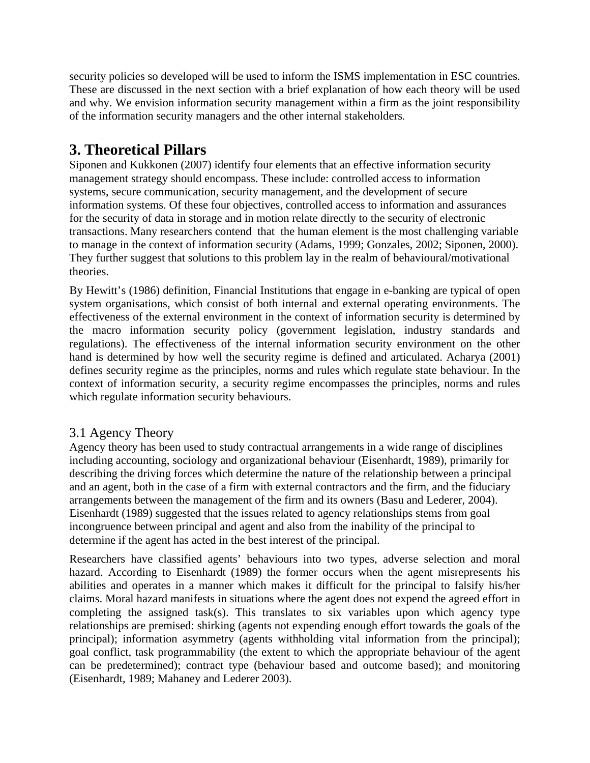security policies so developed will be used to inform the ISMS implementation in ESC countries. These are discussed in the next section with a brief explanation of how each theory will be used and why. We envision information security management within a firm as the joint responsibility of the information security managers and the other internal stakeholders.

# 3. Theoretical Pillars

Siponen and Kukkonen (2007) identify four elements that an effective information security management strategy should encompass. These include: controlled access to information systems, secure communication, security management, and the development of secure information systems. Of these four objectives, controlled access to information and assurances for the security of data in storage and in motion relate directly to the security of electronic transactions. Many researchers contend that the human element is the most challenging variable to manage in the context of information security (Adams, 1999; Gonzales, 2002; Siponen, 2000). They further suggest that solutions to this problem lay in the realm of behavioural/motivational theories.

By Hewitt's (1986) definition, Financial Institutions that engage in e-banking are typical of open system organisations, which consist of both internal and external operating environments. The effectiveness of the external environment in the context of information security is determined by the macro information security policy (government legislation, industry standards and regulations). The effectiveness of the internal information security environment on the other hand is determined by how well the security regime is defined and articulated. Acharya (2001) defines security regime as the principles, norms and rules which regulate state behaviour. In the context of information security, a security regime encompasses the principles, norms and rules which regulate information security behaviours.

## 3.1 Agency Theory

Agency theory has been used to study contractual arrangements in a wide range of disciplines including accounting, sociology and organizational behaviour (Eisenhardt, 1989), primarily for describing the driving forces which determine the nature of the relationship between a principal and an agent, both in the case of a firm with external contractors and the firm, and the fiduciary arrangements between the management of the firm and its owners (Basu and Lederer, 2004). Eisenhardt (1989) suggested that the issues related to agency relationships stems from goal incongruence between principal and agent and also from the inability of the principal to determine if the agent has acted in the best interest of the principal.

Researchers have classified agents' behaviours into two types, adverse selection and moral hazard. According to Eisenhardt (1989) the former occurs when the agent misrepresents his abilities and operates in a manner which makes it difficult for the principal to falsify his/her claims. Moral hazard manifests in situations where the agent does not expend the agreed effort in completing the assigned task(s). This translates to six variables upon which agency type relationships are premised: shirking (agents not expending enough effort towards the goals of the principal); information asymmetry (agents withholding vital information from the principal); goal conflict, task programmability (the extent to which the appropriate behaviour of the agent can be predetermined); contract type (behaviour based and outcome based); and monitoring (Eisenhardt, 1989; Mahaney and Lederer 2003).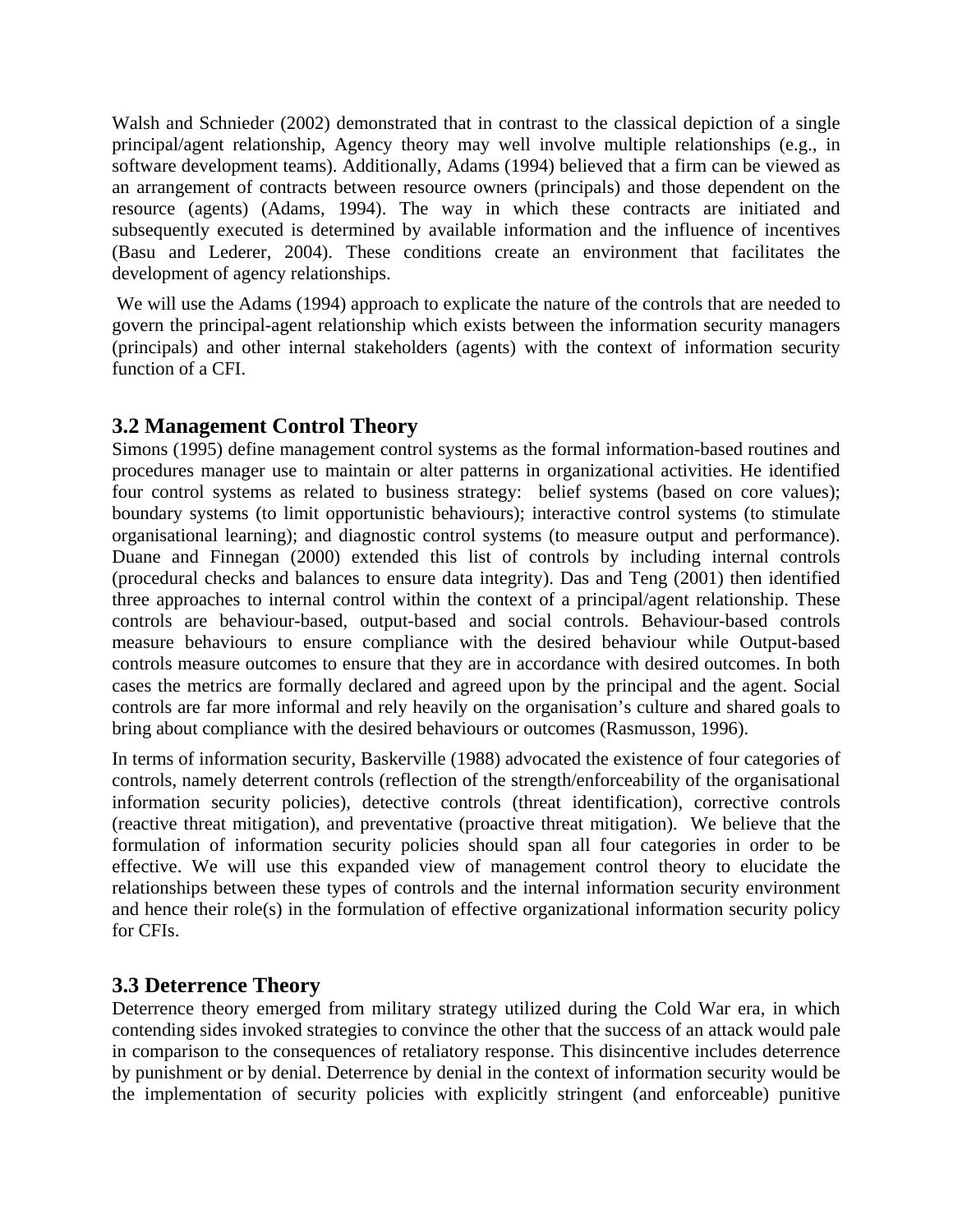Walsh and Schnieder (2002) demonstrated that in contrast to the classical depiction of a single principal/agent relationship, Agency theory may well involve multiple relationships (e.g., in software development teams). Additionally, Adams (1994) believed that a firm can be viewed as an arrangement of contracts between resource owners (principals) and those dependent on the resource (agents) (Adams, 1994). The way in which these contracts are initiated and subsequently executed is determined by available information and the influence of incentives (Basu and Lederer, 2004). These conditions create an environment that facilitates the development of agency relationships.

We will use the Adams (1994) approach to explicate the nature of the controls that are needed to govern the principal-agent relationship which exists between the information security managers (principals) and other internal stakeholders (agents) with the context of information security function of a CFI.

## 3.2 Management Control Theory

Simons (1995) define management control systems as the formal information-based routines and procedures manager use to maintain or alter patterns in organizational activities. He identified four control systems as related to business strategy: belief systems (based on core values); boundary systems (to limit opportunistic behaviours); interactive control systems (to stimulate organisational learning); and diagnostic control systems (to measure output and performance). Duane and Finnegan (2000) extended this list of controls by including internal controls (procedural checks and balances to ensure data integrity). Das and Teng (2001) then identified three approaches to internal control within the context of a principal/agent relationship. These controls are behaviour-based, output-based and social controls. Behaviour-based controls measure behaviours to ensure compliance with the desired behaviour while Output-based controls measure outcomes to ensure that they are in accordance with desired outcomes. In both cases the metrics are formally declared and agreed upon by the principal and the agent. Social controls are far more informal and rely heavily on the organisation's culture and shared goals to bring about compliance with the desired behaviours or outcomes (Rasmusson, 1996).

In terms of information security, Baskerville (1988) advocated the existence of four categories of controls, namely deterrent controls (reflection of the strength/enforceability of the organisational information security policies), detective controls (threat identification), corrective controls (reactive threat mitigation), and preventative (proactive threat mitigation). We believe that the formulation of information security policies should span all four categories in order to be effective. We will use this expanded view of management control theory to elucidate the relationships between these types of controls and the internal information security environment and hence their role(s) in the formulation of effective organizational information security policy for CFIs.

## 3.3 Deterrence Theory

Deterrence theory emerged from military strategy utilized during the Cold War era, in which contending sides invoked strategies to convince the other that the success of an attack would pale in comparison to the consequences of retaliatory response. This disincentive includes deterrence by punishment or by denial. Deterrence by denial in the context of information security would be the implementation of security policies with explicitly stringent (and enforceable) punitive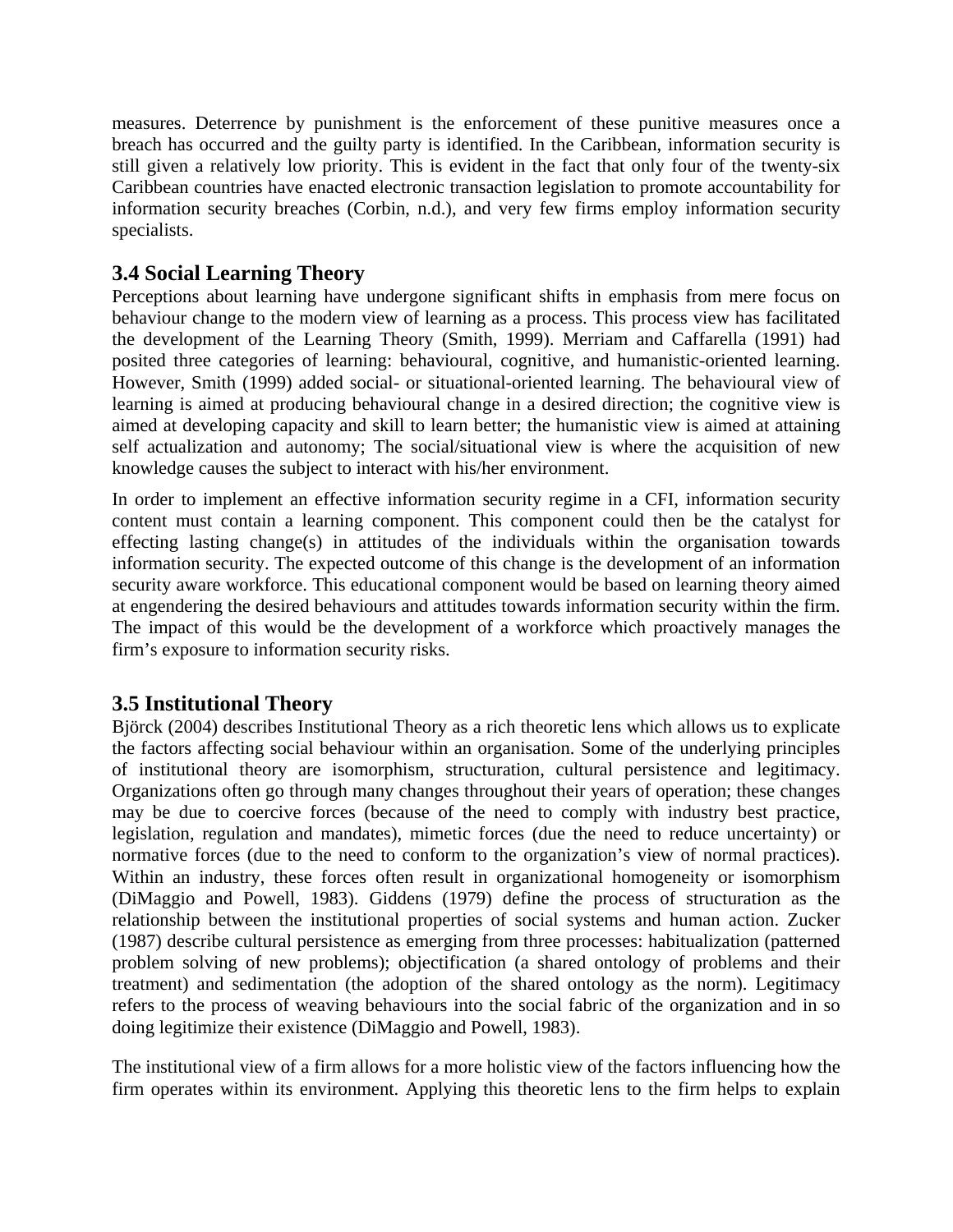measures. Deterrence by punishment is the enforcement of these punitive measures once a breach has occurred and the guilty party is identified. In the Caribbean, information security is still given a relatively low priority. This is evident in the fact that only four of the twenty-six Caribbean countries have enacted electronic transaction legislation to promote accountability for information security breaches (Corbin, n.d.), and very few firms employ information security specialists.

## 3.4 Social Learning Theory

Perceptions about learning have undergone significant shifts in emphasis from mere focus on behaviour change to the modern view of learning as a process. This process view has facilitated the development of the Learning Theory (Smith, 1999). Merriam and Caffarella (1991) had posited three categories of learning: behavioural, cognitive, and humanistic-oriented learning. However, Smith (1999) added social- or situational-oriented learning. The behavioural view of learning is aimed at producing behavioural change in a desired direction; the cognitive view is aimed at developing capacity and skill to learn better; the humanistic view is aimed at attaining self actualization and autonomy; The social/situational view is where the acquisition of new knowledge causes the subject to interact with his/her environment.

In order to implement an effective information security regime in a CFI, information security content must contain a learning component. This component could then be the catalyst for effecting lasting change(s) in attitudes of the individuals within the organisation towards information security. The expected outcome of this change is the development of an information security aware workforce. This educational component would be based on learning theory aimed at engendering the desired behaviours and attitudes towards information security within the firm. The impact of this would be the development of a workforce which proactively manages the firm's exposure to information security risks.

## 3.5 Institutional Theory

Björck (2004) describes Institutional Theory as a rich theoretic lens which allows us to explicate the factors affecting social behaviour within an organisation. Some of the underlying principles of institutional theory are isomorphism, structuration, cultural persistence and legitimacy. Organizations often go through many changes throughout their years of operation; these changes may be due to coercive forces (because of the need to comply with industry best practice, legislation, regulation and mandates), mimetic forces (due the need to reduce uncertainty) or normative forces (due to the need to conform to the organization's view of normal practices). Within an industry, these forces often result in organizational homogeneity or isomorphism (DiMaggio and Powell, 1983). Giddens (1979) define the process of structuration as the relationship between the institutional properties of social systems and human action. Zucker (1987) describe cultural persistence as emerging from three processes: habitualization (patterned problem solving of new problems); objectification (a shared ontology of problems and their treatment) and sedimentation (the adoption of the shared ontology as the norm). Legitimacy refers to the process of weaving behaviours into the social fabric of the organization and in so doing legitimize their existence (DiMaggio and Powell, 1983).

The institutional view of a firm allows for a more holistic view of the factors influencing how the firm operates within its environment. Applying this theoretic lens to the firm helps to explain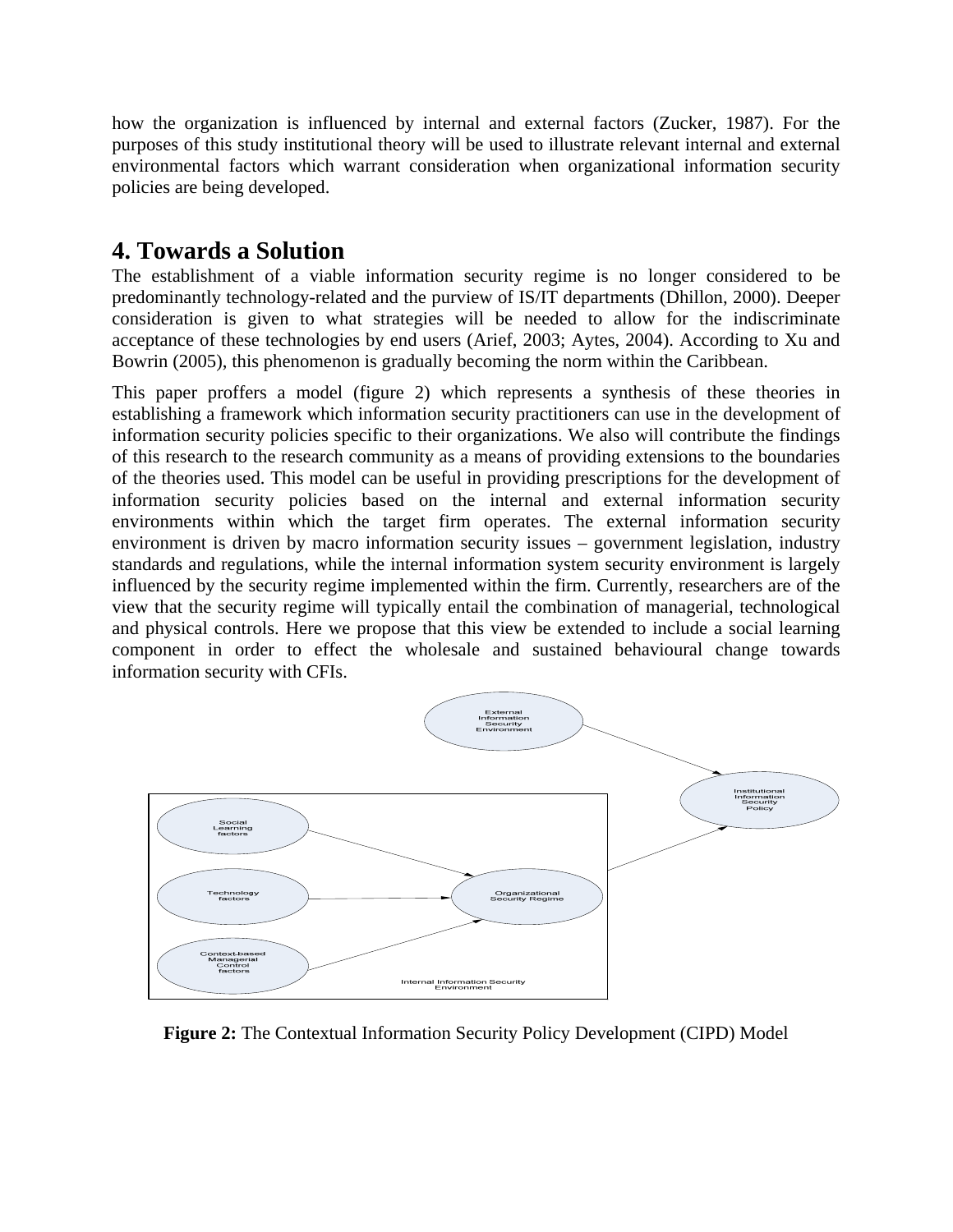how the organization is influenced by internal and external factors (Zucker, 1987). For the purposes of this study institutional theory will be used to illustrate relevant internal and external environmental factors which warrant consideration when organizational information security policies are being developed.

## 4. Towards a Solution

The establishment of a viable information security regime is no longer considered to be predominantly technology-related and the purview of IS/IT departments (Dhillon, 2000). Deeper consideration is given to what strategies will be needed to allow for the indiscriminate acceptance of these technologies by end users (Arief, 2003; Aytes, 2004). According to Xu and Bowrin (2005), this phenomenon is gradually becoming the norm within the Caribbean.

This paper proffers a model (figure 2) which represents a synthesis of these theories in establishing a framework which information security practitioners can use in the development of information security policies specific to their organizations. We also will contribute the findings of this research to the research community as a means of providing extensions to the boundaries of the theories used. This model can be useful in providing prescriptions for the development of information security policies based on the internal and external information security environments within which the target firm operates. The external information security environment is driven by macro information security issues – government legislation, industry standards and regulations, while the internal information system security environment is largely influenced by the security regime implemented within the firm. Currently, researchers are of the view that the security regime will typically entail the combination of managerial, technological and physical controls. Here we propose that this view be extended to include a social learning component in order to effect the wholesale and sustained behavioural change towards information security with CFIs.

External Information Security Environment

Institutional Information Security Policy

Social Learning factors

Technology factors

Context-based Managerial Control factors

Organizational Security Regime

Internal Information Security Environment

**Figure 2:** The Contextual Information Security Policy Development (CIPD) Model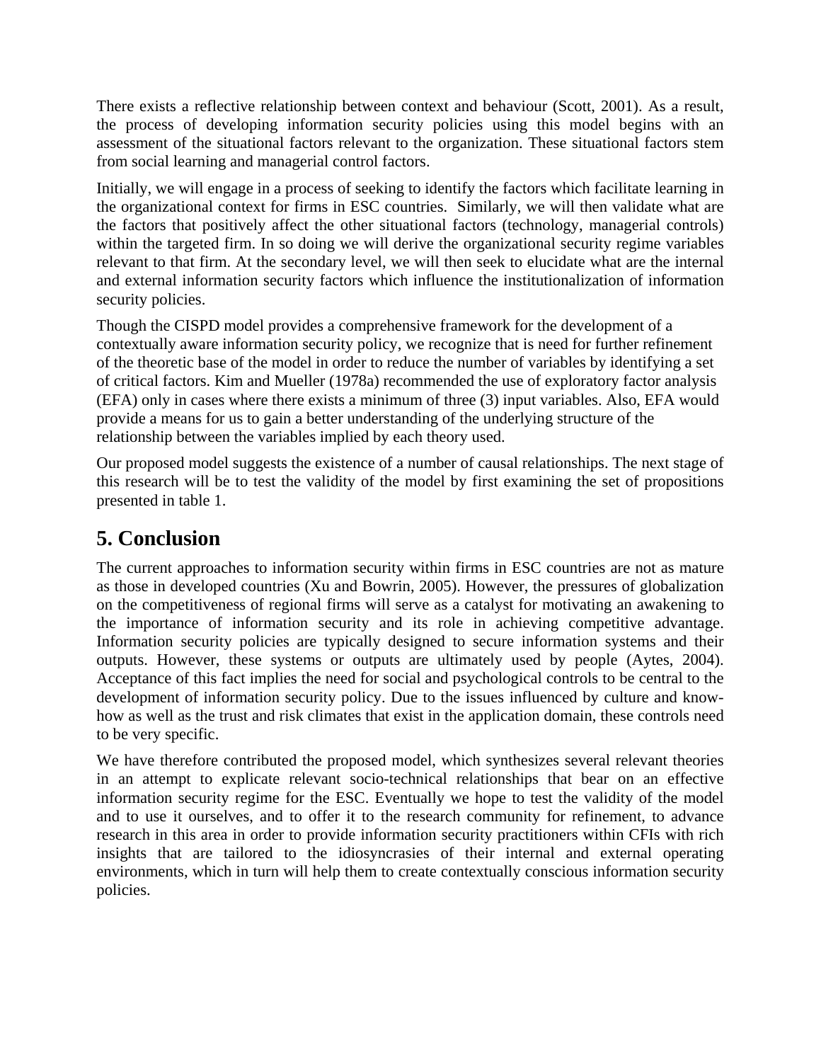There exists a reflective relationship between context and behaviour (Scott, 2001). As a result, the process of developing information security policies using this model begins with an assessment of the situational factors relevant to the organization. These situational factors stem from social learning and managerial control factors.

Initially, we will engage in a process of seeking to identify the factors which facilitate learning in the organizational context for firms in ESC countries. Similarly, we will then validate what are the factors that positively affect the other situational factors (technology, managerial controls) within the targeted firm. In so doing we will derive the organizational security regime variables relevant to that firm. At the secondary level, we will then seek to elucidate what are the internal and external information security factors which influence the institutionalization of information security policies.

Though the CISPD model provides a comprehensive framework for the development of a contextually aware information security policy, we recognize that is need for further refinement of the theoretic base of the model in order to reduce the number of variables by identifying a set of critical factors. Kim and Mueller (1978a) recommended the use of exploratory factor analysis (EFA) only in cases where there exists a minimum of three (3) input variables. Also, EFA would provide a means for us to gain a better understanding of the underlying structure of the relationship between the variables implied by each theory used.

Our proposed model suggests the existence of a number of causal relationships. The next stage of this research will be to test the validity of the model by first examining the set of propositions presented in table 1.

## 5. Conclusion

The current approaches to information security within firms in ESC countries are not as mature as those in developed countries (Xu and Bowrin, 2005). However, the pressures of globalization on the competitiveness of regional firms will serve as a catalyst for motivating an awakening to the importance of information security and its role in achieving competitive advantage. Information security policies are typically designed to secure information systems and their outputs. However, these systems or outputs are ultimately used by people (Aytes, 2004). Acceptance of this fact implies the need for social and psychological controls to be central to the development of information security policy. Due to the issues influenced by culture and know-how as well as the trust and risk climates that exist in the application domain, these controls need to be very specific.

We have therefore contributed the proposed model, which synthesizes several relevant theories in an attempt to explicate relevant socio-technical relationships that bear on an effective information security regime for the ESC. Eventually we hope to test the validity of the model and to use it ourselves, and to offer it to the research community for refinement, to advance research in this area in order to provide information security practitioners within CFIs with rich insights that are tailored to the idiosyncrasies of their internal and external operating environments, which in turn will help them to create contextually conscious information security policies.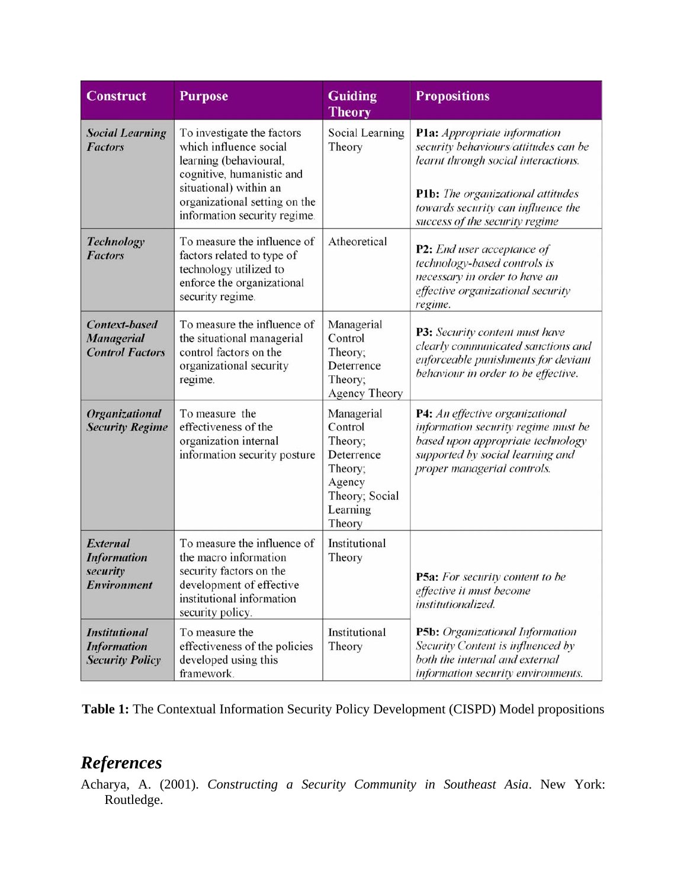| Construct | Purpose | Guiding Theory | Propositions |
|---|---|---|---|
| ***Social Learning Factors*** | To investigate the factors which influence social learning (behavioural, cognitive, humanistic and situational) within an organizational setting on the information security regime. | Social Learning Theory | **P1a:** *Appropriate information security behaviours/attitudes can be learnt through social interactions.*<br><br>**P1b:** *The organizational attitudes towards security can influence the success of the security regime* |
| ***Technology Factors*** | To measure the influence of factors related to type of technology utilized to enforce the organizational security regime. | Atheoretical | **P2:** *End user acceptance of technology-based controls is necessary in order to have an effective organizational security regime.* |
| ***Context-based Managerial Control Factors*** | To measure the influence of the situational managerial control factors on the organizational security regime. | Managerial Control Theory; Deterrence Theory; Agency Theory | **P3:** *Security content must have clearly communicated sanctions and enforceable punishments for deviant behaviour in order to be effective.* |
| ***Organizational Security Regime*** | To measure the effectiveness of the organization internal information security posture | Managerial Control Theory; Deterrence Theory; Agency Theory; Social Learning Theory | **P4:** *An effective organizational information security regime must be based upon appropriate technology supported by social learning and proper managerial controls.* |
| ***External Information security Environment*** | To measure the influence of the macro information security factors on the development of effective institutional information security policy. | Institutional Theory | **P5a:** *For security content to be effective it must become institutionalized.*<br><br>**P5b:** *Organizational Information Security Content is influenced by both the internal and external information security environments.* |
| ***Institutional Information Security Policy*** | To measure the effectiveness of the policies developed using this framework. | Institutional Theory | |

**Table 1:** The Contextual Information Security Policy Development (CISPD) Model propositions

## *References*

Acharya, A. (2001). *Constructing a Security Community in Southeast Asia*. New York: Routledge.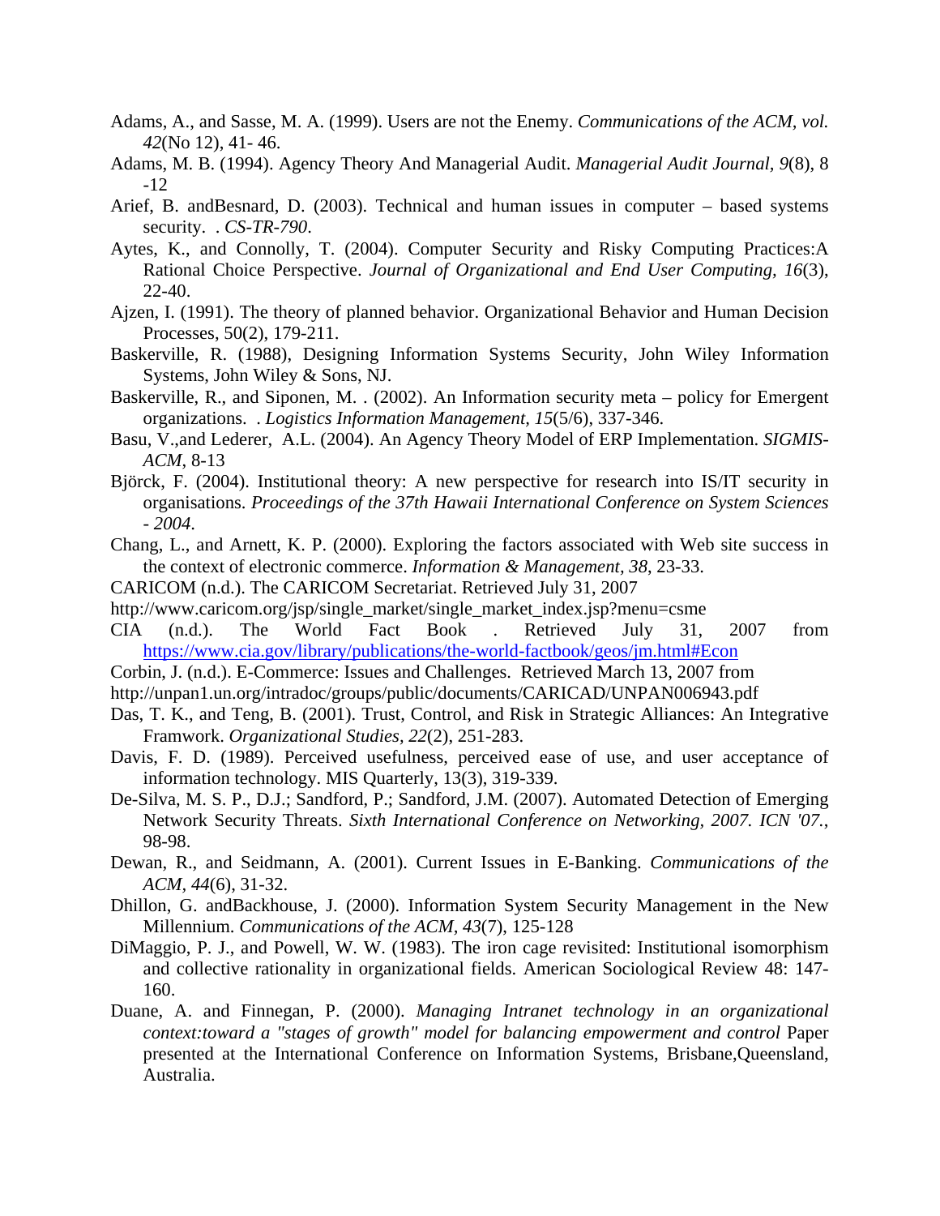Adams, A., and Sasse, M. A. (1999). Users are not the Enemy. *Communications of the ACM, vol. 42*(No 12), 41- 46.

Adams, M. B. (1994). Agency Theory And Managerial Audit. *Managerial Audit Journal, 9*(8), 8 -12

Arief, B. andBesnard, D. (2003). Technical and human issues in computer – based systems security. . *CS-TR-790*.

Aytes, K., and Connolly, T. (2004). Computer Security and Risky Computing Practices:A Rational Choice Perspective. *Journal of Organizational and End User Computing, 16*(3), 22-40.

Ajzen, I. (1991). The theory of planned behavior. Organizational Behavior and Human Decision Processes, 50(2), 179-211.

Baskerville, R. (1988), Designing Information Systems Security, John Wiley Information Systems, John Wiley & Sons, NJ.

Baskerville, R., and Siponen, M. . (2002). An Information security meta – policy for Emergent organizations. . *Logistics Information Management, 15*(5/6), 337-346.

Basu, V.,and Lederer, A.L. (2004). An Agency Theory Model of ERP Implementation. *SIGMIS-ACM*, 8-13

Björck, F. (2004). Institutional theory: A new perspective for research into IS/IT security in organisations. *Proceedings of the 37th Hawaii International Conference on System Sciences - 2004*.

Chang, L., and Arnett, K. P. (2000). Exploring the factors associated with Web site success in the context of electronic commerce. *Information & Management, 38*, 23-33.

CARICOM (n.d.). The CARICOM Secretariat. Retrieved July 31, 2007

http://www.caricom.org/jsp/single_market/single_market_index.jsp?menu=csme

CIA (n.d.). The World Fact Book . Retrieved July 31, 2007 from https://www.cia.gov/library/publications/the-world-factbook/geos/jm.html#Econ

Corbin, J. (n.d.). E-Commerce: Issues and Challenges. Retrieved March 13, 2007 from

http://unpan1.un.org/intradoc/groups/public/documents/CARICAD/UNPAN006943.pdf

Das, T. K., and Teng, B. (2001). Trust, Control, and Risk in Strategic Alliances: An Integrative Framwork. *Organizational Studies, 22*(2), 251-283.

Davis, F. D. (1989). Perceived usefulness, perceived ease of use, and user acceptance of information technology. MIS Quarterly, 13(3), 319-339.

De-Silva, M. S. P., D.J.; Sandford, P.; Sandford, J.M. (2007). Automated Detection of Emerging Network Security Threats. *Sixth International Conference on Networking, 2007. ICN '07.*, 98-98.

Dewan, R., and Seidmann, A. (2001). Current Issues in E-Banking. *Communications of the ACM, 44*(6), 31-32.

Dhillon, G. andBackhouse, J. (2000). Information System Security Management in the New Millennium. *Communications of the ACM, 43*(7), 125-128

DiMaggio, P. J., and Powell, W. W. (1983). The iron cage revisited: Institutional isomorphism and collective rationality in organizational fields. American Sociological Review 48: 147-160.

Duane, A. and Finnegan, P. (2000). *Managing Intranet technology in an organizational context:toward a "stages of growth" model for balancing empowerment and control* Paper presented at the International Conference on Information Systems, Brisbane,Queensland, Australia.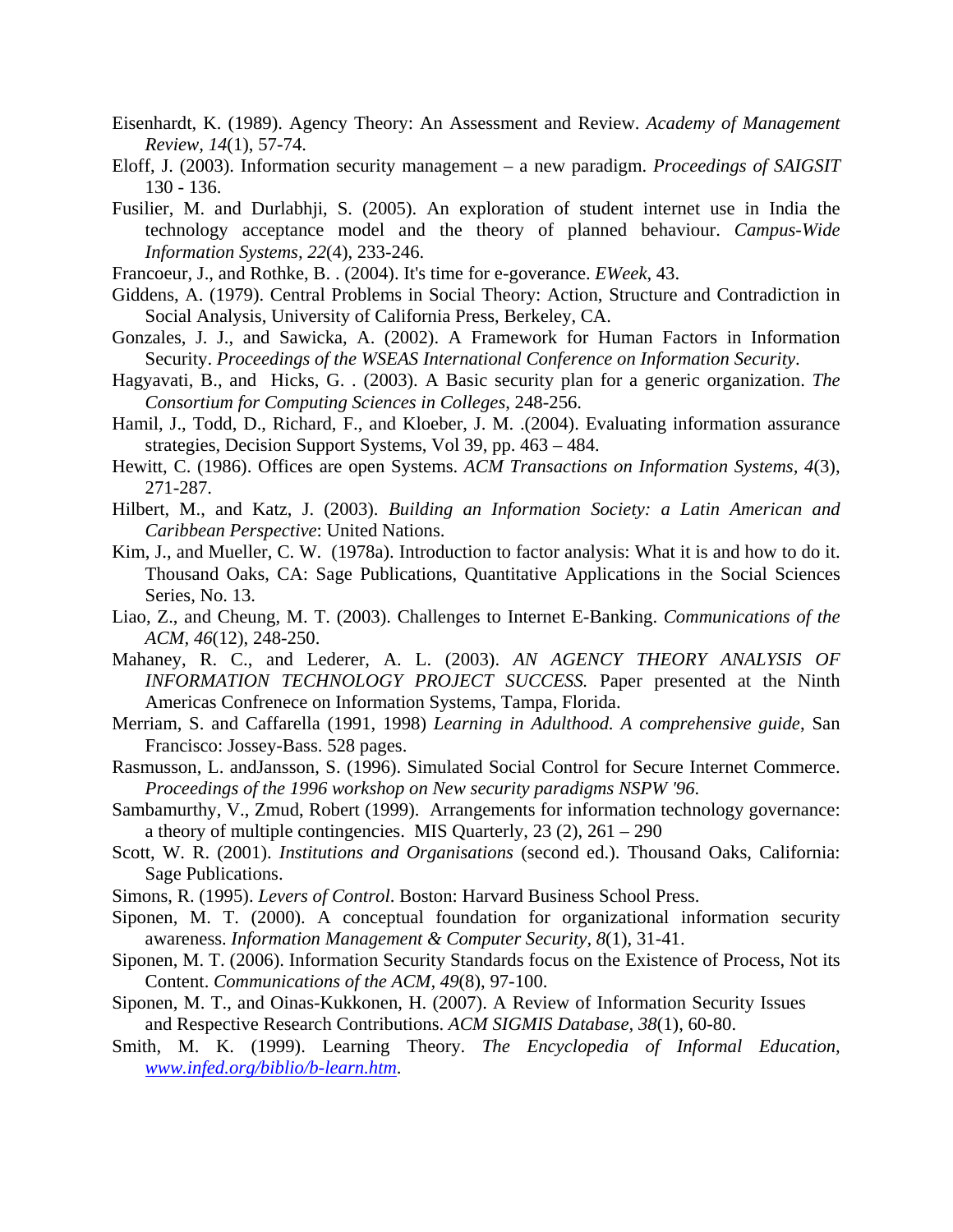Eisenhardt, K. (1989). Agency Theory: An Assessment and Review. *Academy of Management Review, 14*(1), 57-74.

Eloff, J. (2003). Information security management – a new paradigm. *Proceedings of SAIGSIT* 130 - 136.

Fusilier, M. and Durlabhji, S. (2005). An exploration of student internet use in India the technology acceptance model and the theory of planned behaviour. *Campus-Wide Information Systems, 22*(4), 233-246.

Francoeur, J., and Rothke, B. . (2004). It's time for e-goverance. *EWeek*, 43.

Giddens, A. (1979). Central Problems in Social Theory: Action, Structure and Contradiction in Social Analysis, University of California Press, Berkeley, CA.

Gonzales, J. J., and Sawicka, A. (2002). A Framework for Human Factors in Information Security. *Proceedings of the WSEAS International Conference on Information Security*.

Hagyavati, B., and Hicks, G. . (2003). A Basic security plan for a generic organization. *The Consortium for Computing Sciences in Colleges*, 248-256.

Hamil, J., Todd, D., Richard, F., and Kloeber, J. M. .(2004). Evaluating information assurance strategies, Decision Support Systems, Vol 39, pp. 463 – 484.

Hewitt, C. (1986). Offices are open Systems. *ACM Transactions on Information Systems, 4*(3), 271-287.

Hilbert, M., and Katz, J. (2003). *Building an Information Society: a Latin American and Caribbean Perspective*: United Nations.

Kim, J., and Mueller, C. W. (1978a). Introduction to factor analysis: What it is and how to do it. Thousand Oaks, CA: Sage Publications, Quantitative Applications in the Social Sciences Series, No. 13.

Liao, Z., and Cheung, M. T. (2003). Challenges to Internet E-Banking. *Communications of the ACM, 46*(12), 248-250.

Mahaney, R. C., and Lederer, A. L. (2003). *AN AGENCY THEORY ANALYSIS OF INFORMATION TECHNOLOGY PROJECT SUCCESS.* Paper presented at the Ninth Americas Confrenece on Information Systems, Tampa, Florida.

Merriam, S. and Caffarella (1991, 1998) *Learning in Adulthood. A comprehensive guide*, San Francisco: Jossey-Bass. 528 pages.

Rasmusson, L. andJansson, S. (1996). Simulated Social Control for Secure Internet Commerce. *Proceedings of the 1996 workshop on New security paradigms NSPW '96*.

Sambamurthy, V., Zmud, Robert (1999). Arrangements for information technology governance: a theory of multiple contingencies. MIS Quarterly, 23 (2), 261 – 290

Scott, W. R. (2001). *Institutions and Organisations* (second ed.). Thousand Oaks, California: Sage Publications.

Simons, R. (1995). *Levers of Control*. Boston: Harvard Business School Press.

Siponen, M. T. (2000). A conceptual foundation for organizational information security awareness. *Information Management & Computer Security, 8*(1), 31-41.

Siponen, M. T. (2006). Information Security Standards focus on the Existence of Process, Not its Content. *Communications of the ACM, 49*(8), 97-100.

Siponen, M. T., and Oinas-Kukkonen, H. (2007). A Review of Information Security Issues and Respective Research Contributions. *ACM SIGMIS Database, 38*(1), 60-80.

Smith, M. K. (1999). Learning Theory. *The Encyclopedia of Informal Education, www.infed.org/biblio/b-learn.htm*.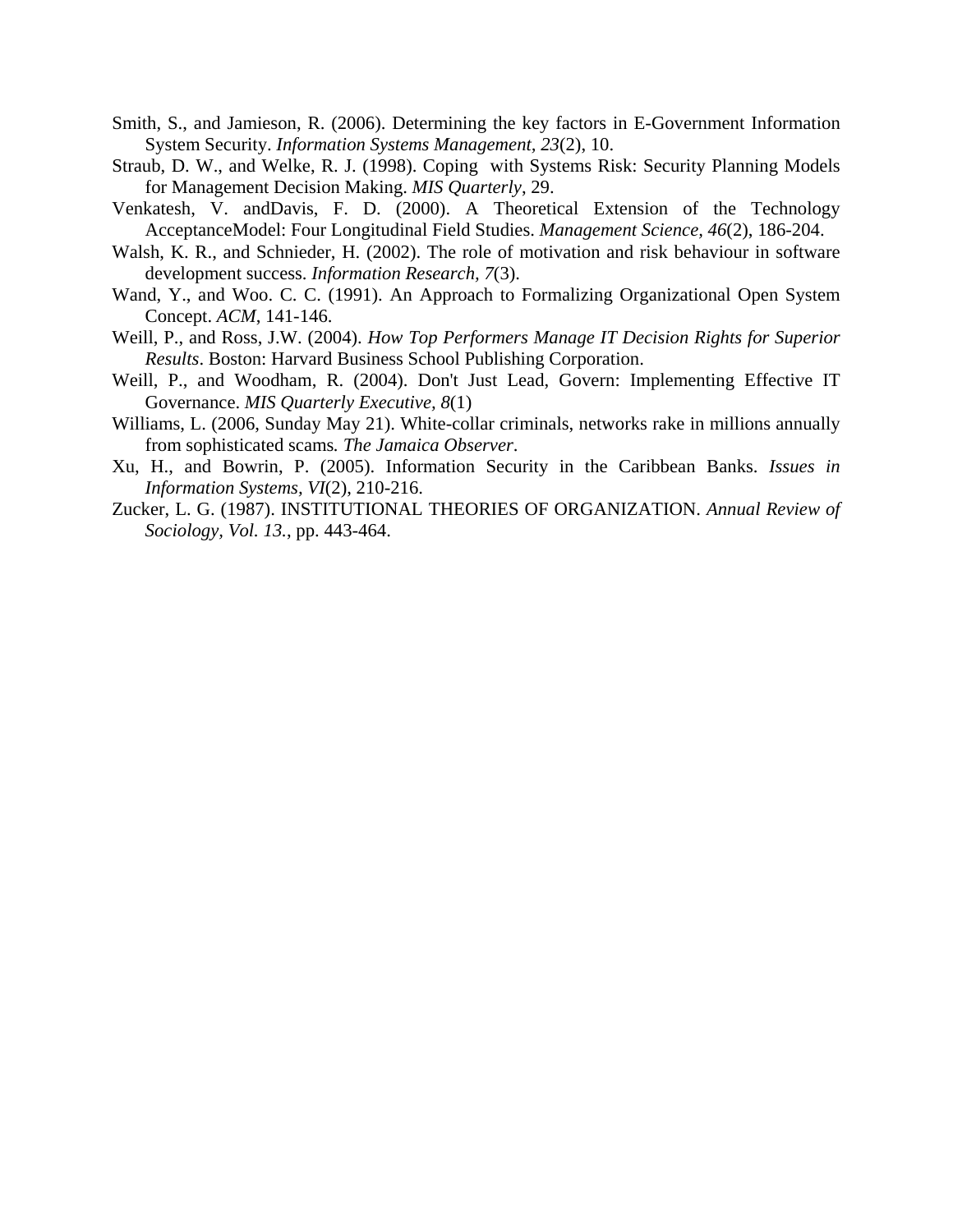Smith, S., and Jamieson, R. (2006). Determining the key factors in E-Government Information System Security. *Information Systems Management, 23*(2), 10.

Straub, D. W., and Welke, R. J. (1998). Coping with Systems Risk: Security Planning Models for Management Decision Making. *MIS Quarterly*, 29.

Venkatesh, V. andDavis, F. D. (2000). A Theoretical Extension of the Technology AcceptanceModel: Four Longitudinal Field Studies. *Management Science, 46*(2), 186-204.

Walsh, K. R., and Schnieder, H. (2002). The role of motivation and risk behaviour in software development success. *Information Research, 7*(3).

Wand, Y., and Woo. C. C. (1991). An Approach to Formalizing Organizational Open System Concept. *ACM*, 141-146.

Weill, P., and Ross, J.W. (2004). *How Top Performers Manage IT Decision Rights for Superior Results*. Boston: Harvard Business School Publishing Corporation.

Weill, P., and Woodham, R. (2004). Don't Just Lead, Govern: Implementing Effective IT Governance. *MIS Quarterly Executive, 8*(1)

Williams, L. (2006, Sunday May 21). White-collar criminals, networks rake in millions annually from sophisticated scams*. The Jamaica Observer.*

Xu, H., and Bowrin, P. (2005). Information Security in the Caribbean Banks. *Issues in Information Systems, VI*(2), 210-216.

Zucker, L. G. (1987). INSTITUTIONAL THEORIES OF ORGANIZATION. *Annual Review of Sociology, Vol. 13.*, pp. 443-464.